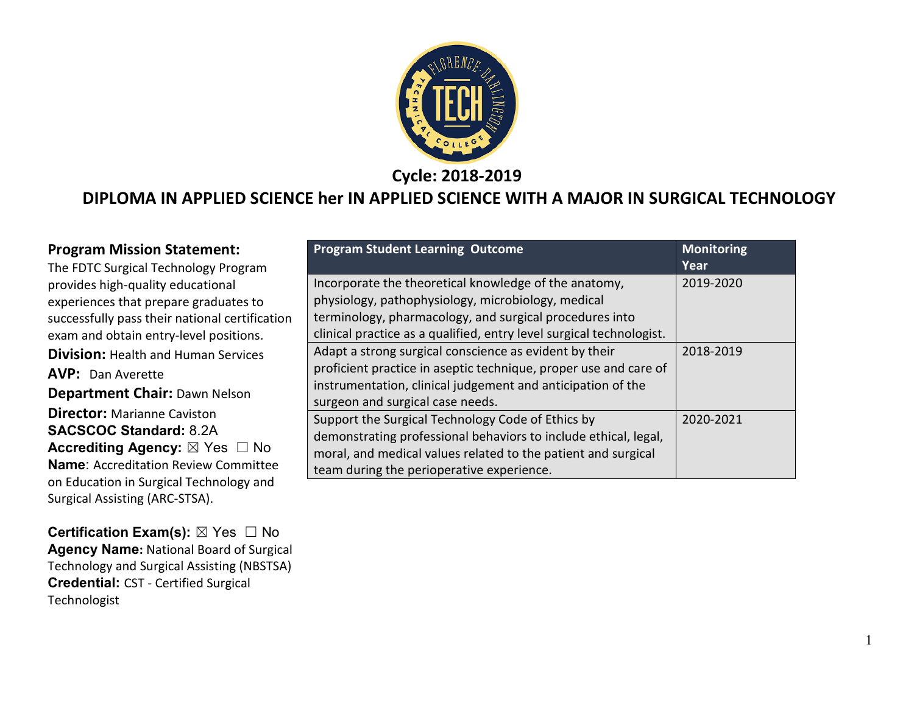## Cycle: 2018-2019

# DIPLOMA IN APPLIED SCIENCE her IN APPLIED SCIENCE WITH A MAJOR IN SURGICAL TECHNOLOGY

**Program Mission Statement:**
The FDTC Surgical Technology Program provides high-quality educational experiences that prepare graduates to successfully pass their national certification exam and obtain entry-level positions.

**Division:** Health and Human Services

**AVP:** Dan Averette

**Department Chair:** Dawn Nelson

**Director:** Marianne Caviston

**SACSCOC Standard:** 8.2A

**Accrediting Agency:** ☒ Yes ☐ No

**Name**: Accreditation Review Committee on Education in Surgical Technology and Surgical Assisting (ARC-STSA).

**Certification Exam(s):** ☒ Yes ☐ No

**Agency Name:** National Board of Surgical Technology and Surgical Assisting (NBSTSA)

**Credential:** CST - Certified Surgical Technologist

| Program Student Learning Outcome | Monitoring Year |
| --- | --- |
| Incorporate the theoretical knowledge of the anatomy, physiology, pathophysiology, microbiology, medical terminology, pharmacology, and surgical procedures into clinical practice as a qualified, entry level surgical technologist. | 2019-2020 |
| Adapt a strong surgical conscience as evident by their proficient practice in aseptic technique, proper use and care of instrumentation, clinical judgement and anticipation of the surgeon and surgical case needs. | 2018-2019 |
| Support the Surgical Technology Code of Ethics by demonstrating professional behaviors to include ethical, legal, moral, and medical values related to the patient and surgical team during the perioperative experience. | 2020-2021 |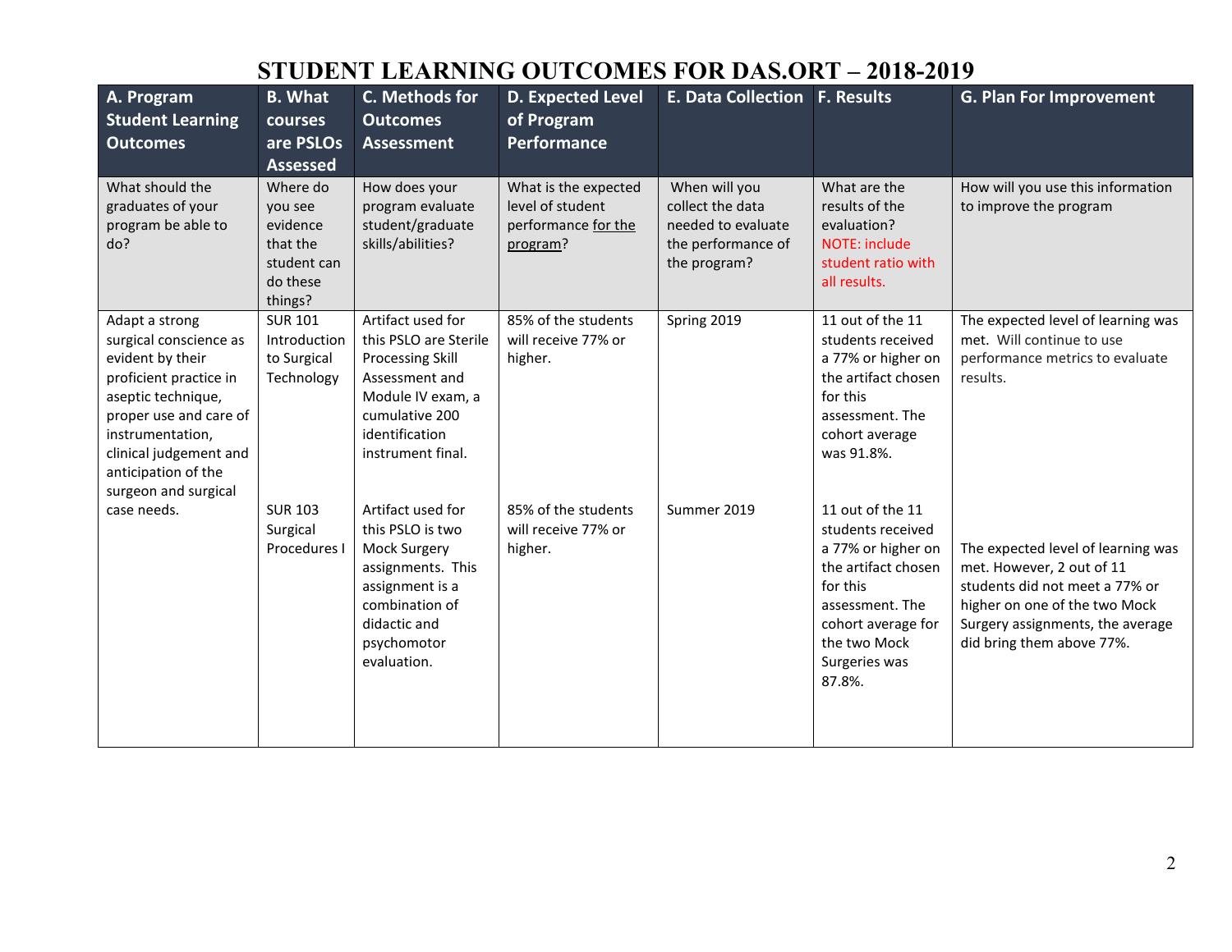# STUDENT LEARNING OUTCOMES FOR DAS.ORT – 2018-2019

| A. Program Student Learning Outcomes | B. What courses are PSLOs Assessed | C. Methods for Outcomes Assessment | D. Expected Level of Program Performance | E. Data Collection | F. Results | G. Plan For Improvement |
|---|---|---|---|---|---|---|
| What should the graduates of your program be able to do? | Where do you see evidence that the student can do these things? | How does your program evaluate student/graduate skills/abilities? | What is the expected level of student performance for the program? | When will you collect the data needed to evaluate the performance of the program? | What are the results of the evaluation? NOTE: include student ratio with all results. | How will you use this information to improve the program |
| Adapt a strong surgical conscience as evident by their proficient practice in aseptic technique, proper use and care of instrumentation, clinical judgement and anticipation of the surgeon and surgical case needs. | SUR 101 Introduction to Surgical Technology | Artifact used for this PSLO are Sterile Processing Skill Assessment and Module IV exam, a cumulative 200 identification instrument final. | 85% of the students will receive 77% or higher. | Spring 2019 | 11 out of the 11 students received a 77% or higher on the artifact chosen for this assessment. The cohort average was 91.8%. | The expected level of learning was met. Will continue to use performance metrics to evaluate results. |
| | SUR 103 Surgical Procedures I | Artifact used for this PSLO is two Mock Surgery assignments. This assignment is a combination of didactic and psychomotor evaluation. | 85% of the students will receive 77% or higher. | Summer 2019 | 11 out of the 11 students received a 77% or higher on the artifact chosen for this assessment. The cohort average for the two Mock Surgeries was 87.8%. | The expected level of learning was met. However, 2 out of 11 students did not meet a 77% or higher on one of the two Mock Surgery assignments, the average did bring them above 77%. |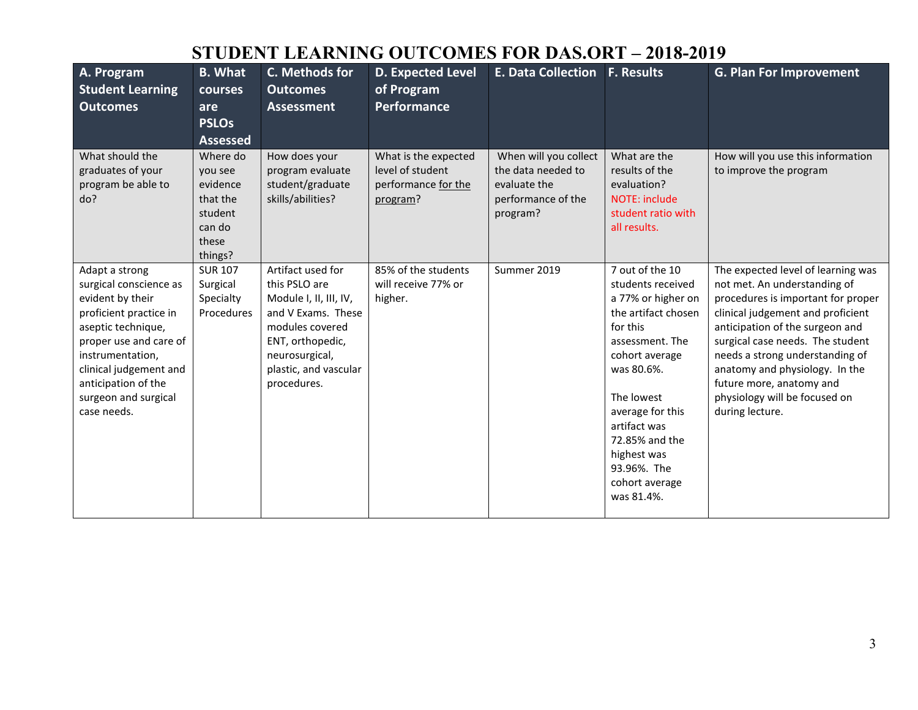# STUDENT LEARNING OUTCOMES FOR DAS.ORT – 2018-2019

| A. Program Student Learning Outcomes | B. What courses are PSLOs Assessed | C. Methods for Outcomes Assessment | D. Expected Level of Program Performance | E. Data Collection | F. Results | G. Plan For Improvement |
|---|---|---|---|---|---|---|
| What should the graduates of your program be able to do? | Where do you see evidence that the student can do these things? | How does your program evaluate student/graduate skills/abilities? | What is the expected level of student performance for the program? | When will you collect the data needed to evaluate the performance of the program? | What are the results of the evaluation? NOTE: include student ratio with all results. | How will you use this information to improve the program |
| Adapt a strong surgical conscience as evident by their proficient practice in aseptic technique, proper use and care of instrumentation, clinical judgement and anticipation of the surgeon and surgical case needs. | SUR 107 Surgical Specialty Procedures | Artifact used for this PSLO are Module I, II, III, IV, and V Exams. These modules covered ENT, orthopedic, neurosurgical, plastic, and vascular procedures. | 85% of the students will receive 77% or higher. | Summer 2019 | 7 out of the 10 students received a 77% or higher on the artifact chosen for this assessment. The cohort average was 80.6%.<br><br>The lowest average for this artifact was 72.85% and the highest was 93.96%. The cohort average was 81.4%. | The expected level of learning was not met. An understanding of procedures is important for proper clinical judgement and proficient anticipation of the surgeon and surgical case needs. The student needs a strong understanding of anatomy and physiology. In the future more, anatomy and physiology will be focused on during lecture. |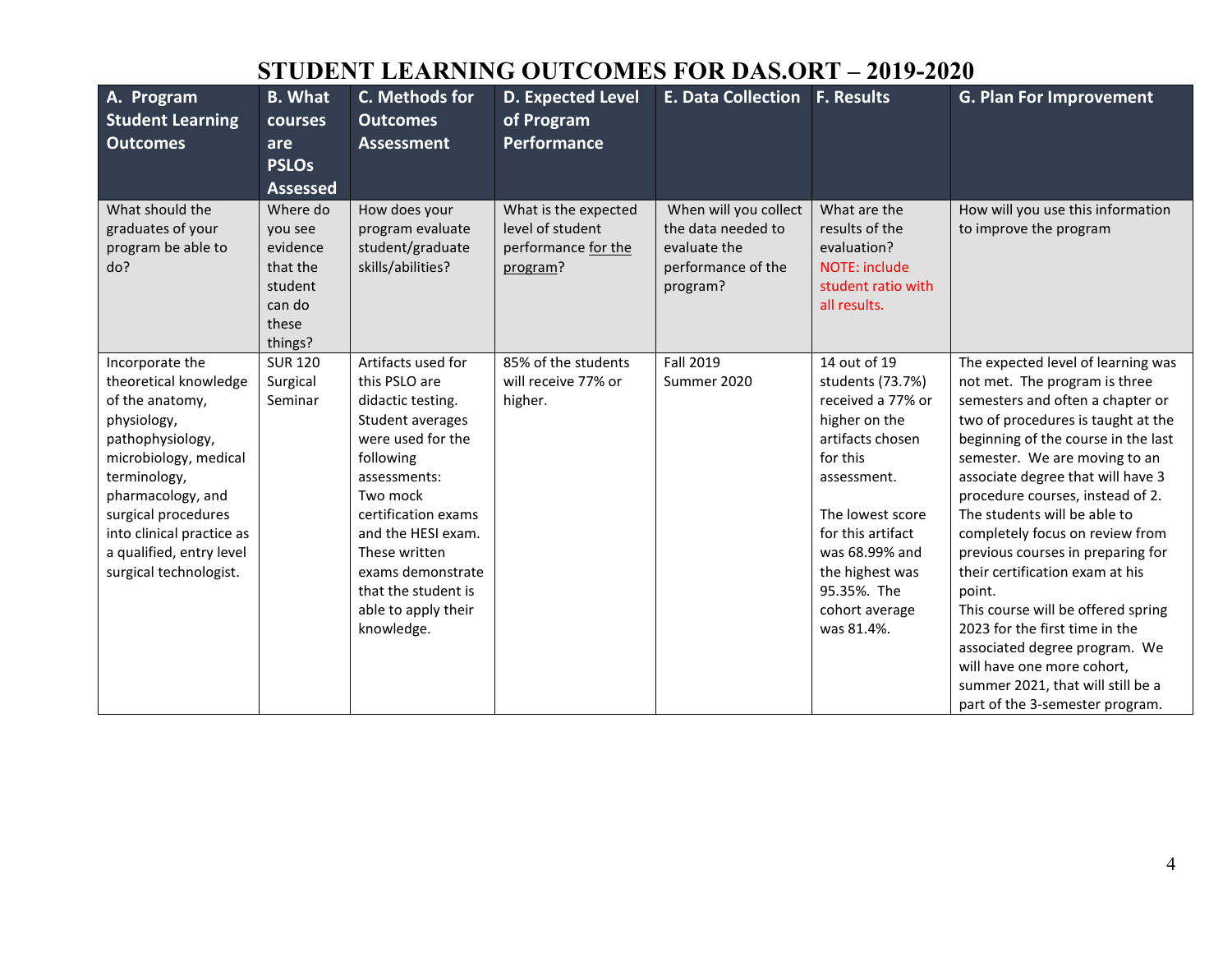# STUDENT LEARNING OUTCOMES FOR DAS.ORT – 2019-2020

| A. Program Student Learning Outcomes | B. What courses are PSLOs Assessed | C. Methods for Outcomes Assessment | D. Expected Level of Program Performance | E. Data Collection | F. Results | G. Plan For Improvement |
|---|---|---|---|---|---|---|
| What should the graduates of your program be able to do? | Where do you see evidence that the student can do these things? | How does your program evaluate student/graduate skills/abilities? | What is the expected level of student performance for the program? | When will you collect the data needed to evaluate the performance of the program? | What are the results of the evaluation? NOTE: include student ratio with all results. | How will you use this information to improve the program |
| Incorporate the theoretical knowledge of the anatomy, physiology, pathophysiology, microbiology, medical terminology, pharmacology, and surgical procedures into clinical practice as a qualified, entry level surgical technologist. | SUR 120 Surgical Seminar | Artifacts used for this PSLO are didactic testing. Student averages were used for the following assessments: Two mock certification exams and the HESI exam. These written exams demonstrate that the student is able to apply their knowledge. | 85% of the students will receive 77% or higher. | Fall 2019<br>Summer 2020 | 14 out of 19 students (73.7%) received a 77% or higher on the artifacts chosen for this assessment.<br><br>The lowest score for this artifact was 68.99% and the highest was 95.35%. The cohort average was 81.4%. | The expected level of learning was not met. The program is three semesters and often a chapter or two of procedures is taught at the beginning of the course in the last semester. We are moving to an associate degree that will have 3 procedure courses, instead of 2. The students will be able to completely focus on review from previous courses in preparing for their certification exam at his point.<br>This course will be offered spring 2023 for the first time in the associated degree program. We will have one more cohort, summer 2021, that will still be a part of the 3-semester program. |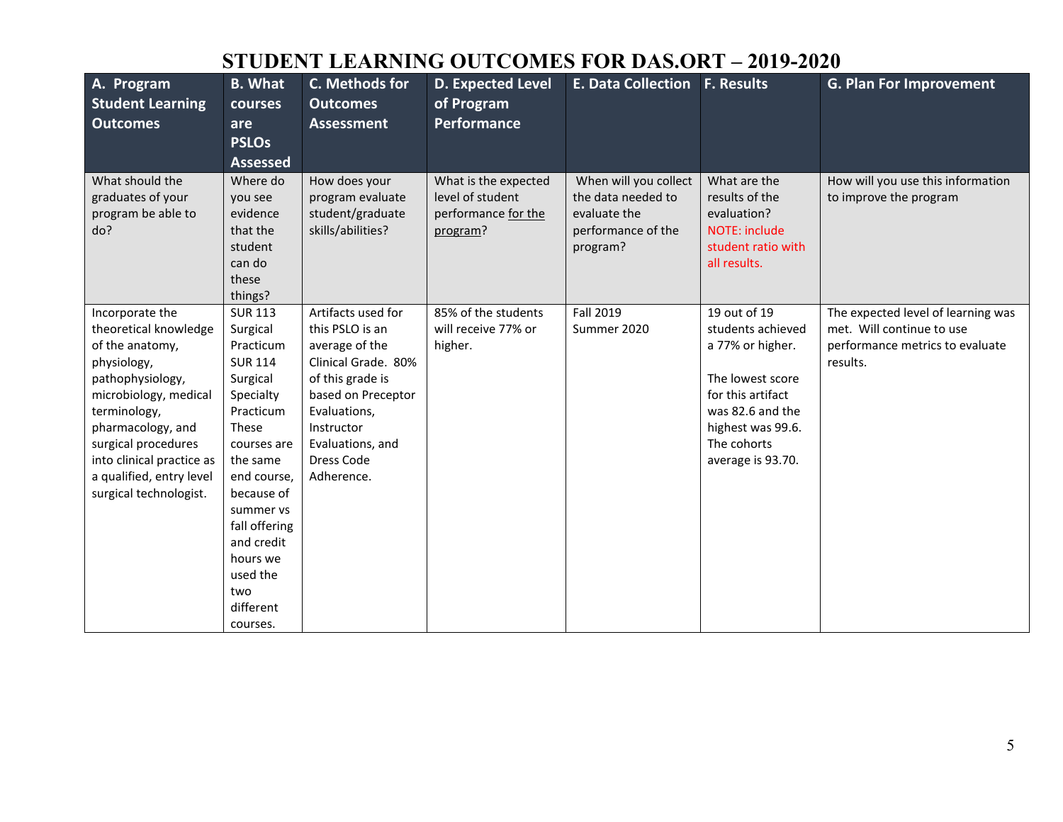# STUDENT LEARNING OUTCOMES FOR DAS.ORT – 2019-2020

| A. Program Student Learning Outcomes | B. What courses are PSLOs Assessed | C. Methods for Outcomes Assessment | D. Expected Level of Program Performance | E. Data Collection | F. Results | G. Plan For Improvement |
|---|---|---|---|---|---|---|
| What should the graduates of your program be able to do? | Where do you see evidence that the student can do these things? | How does your program evaluate student/graduate skills/abilities? | What is the expected level of student performance for the program? | When will you collect the data needed to evaluate the performance of the program? | What are the results of the evaluation? NOTE: include student ratio with all results. | How will you use this information to improve the program |
| Incorporate the theoretical knowledge of the anatomy, physiology, pathophysiology, microbiology, medical terminology, pharmacology, and surgical procedures into clinical practice as a qualified, entry level surgical technologist. | SUR 113 Surgical Practicum SUR 114 Surgical Specialty Practicum These courses are the same end course, because of summer vs fall offering and credit hours we used the two different courses. | Artifacts used for this PSLO is an average of the Clinical Grade. 80% of this grade is based on Preceptor Evaluations, Instructor Evaluations, and Dress Code Adherence. | 85% of the students will receive 77% or higher. | Fall 2019 Summer 2020 | 19 out of 19 students achieved a 77% or higher. The lowest score for this artifact was 82.6 and the highest was 99.6. The cohorts average is 93.70. | The expected level of learning was met. Will continue to use performance metrics to evaluate results. |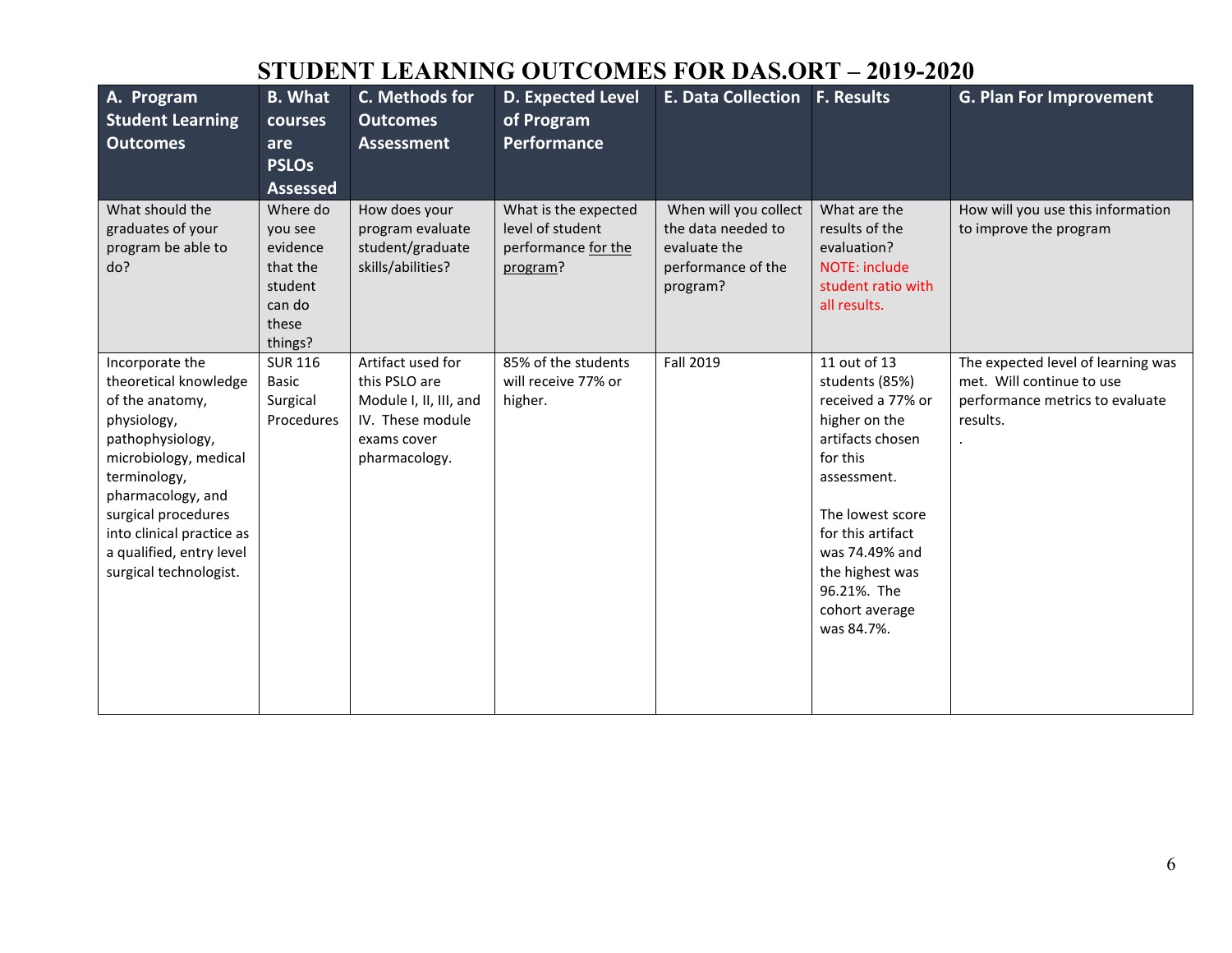# STUDENT LEARNING OUTCOMES FOR DAS.ORT – 2019-2020

| A. Program Student Learning Outcomes | B. What courses are PSLOs Assessed | C. Methods for Outcomes Assessment | D. Expected Level of Program Performance | E. Data Collection | F. Results | G. Plan For Improvement |
|---|---|---|---|---|---|---|
| What should the graduates of your program be able to do? | Where do you see evidence that the student can do these things? | How does your program evaluate student/graduate skills/abilities? | What is the expected level of student performance for the program? | When will you collect the data needed to evaluate the performance of the program? | What are the results of the evaluation? NOTE: include student ratio with all results. | How will you use this information to improve the program |
| Incorporate the theoretical knowledge of the anatomy, physiology, pathophysiology, microbiology, medical terminology, pharmacology, and surgical procedures into clinical practice as a qualified, entry level surgical technologist. | SUR 116 Basic Surgical Procedures | Artifact used for this PSLO are Module I, II, III, and IV. These module exams cover pharmacology. | 85% of the students will receive 77% or higher. | Fall 2019 | 11 out of 13 students (85%) received a 77% or higher on the artifacts chosen for this assessment.<br><br>The lowest score for this artifact was 74.49% and the highest was 96.21%. The cohort average was 84.7%. | The expected level of learning was met. Will continue to use performance metrics to evaluate results.<br>. |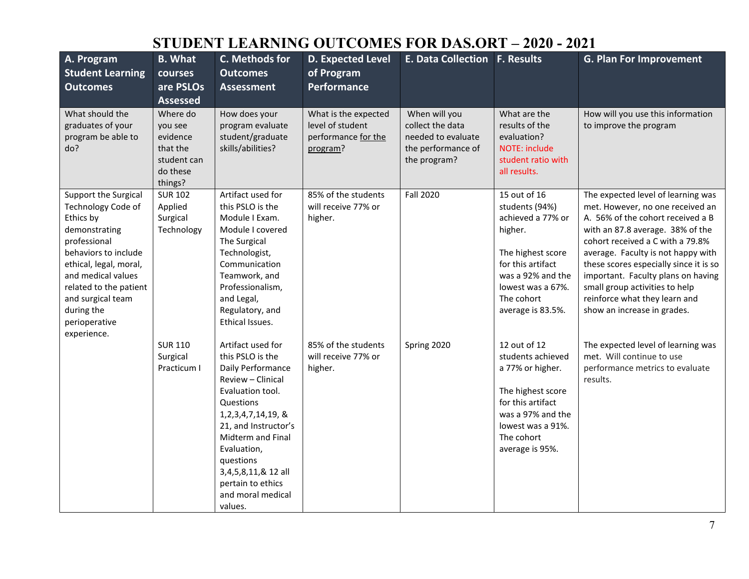# STUDENT LEARNING OUTCOMES FOR DAS.ORT – 2020 - 2021

| A. Program Student Learning Outcomes | B. What courses are PSLOs Assessed | C. Methods for Outcomes Assessment | D. Expected Level of Program Performance | E. Data Collection | F. Results | G. Plan For Improvement |
|---|---|---|---|---|---|---|
| What should the graduates of your program be able to do? | Where do you see evidence that the student can do these things? | How does your program evaluate student/graduate skills/abilities? | What is the expected level of student performance for the program? | When will you collect the data needed to evaluate the performance of the program? | What are the results of the evaluation? NOTE: include student ratio with all results. | How will you use this information to improve the program |
| Support the Surgical Technology Code of Ethics by demonstrating professional behaviors to include ethical, legal, moral, and medical values related to the patient and surgical team during the perioperative experience. | SUR 102 Applied Surgical Technology | Artifact used for this PSLO is the Module I Exam. Module I covered The Surgical Technologist, Communication Teamwork, and Professionalism, and Legal, Regulatory, and Ethical Issues. | 85% of the students will receive 77% or higher. | Fall 2020 | 15 out of 16 students (94%) achieved a 77% or higher.<br><br>The highest score for this artifact was a 92% and the lowest was a 67%. The cohort average is 83.5%. | The expected level of learning was met. However, no one received an A. 56% of the cohort received a B with an 87.8 average. 38% of the cohort received a C with a 79.8% average. Faculty is not happy with these scores especially since it is so important. Faculty plans on having small group activities to help reinforce what they learn and show an increase in grades. |
| | SUR 110 Surgical Practicum I | Artifact used for this PSLO is the Daily Performance Review – Clinical Evaluation tool. Questions 1,2,3,4,7,14,19, & 21, and Instructor's Midterm and Final Evaluation, questions 3,4,5,8,11,& 12 all pertain to ethics and moral medical values. | 85% of the students will receive 77% or higher. | Spring 2020 | 12 out of 12 students achieved a 77% or higher.<br><br>The highest score for this artifact was a 97% and the lowest was a 91%. The cohort average is 95%. | The expected level of learning was met. Will continue to use performance metrics to evaluate results. |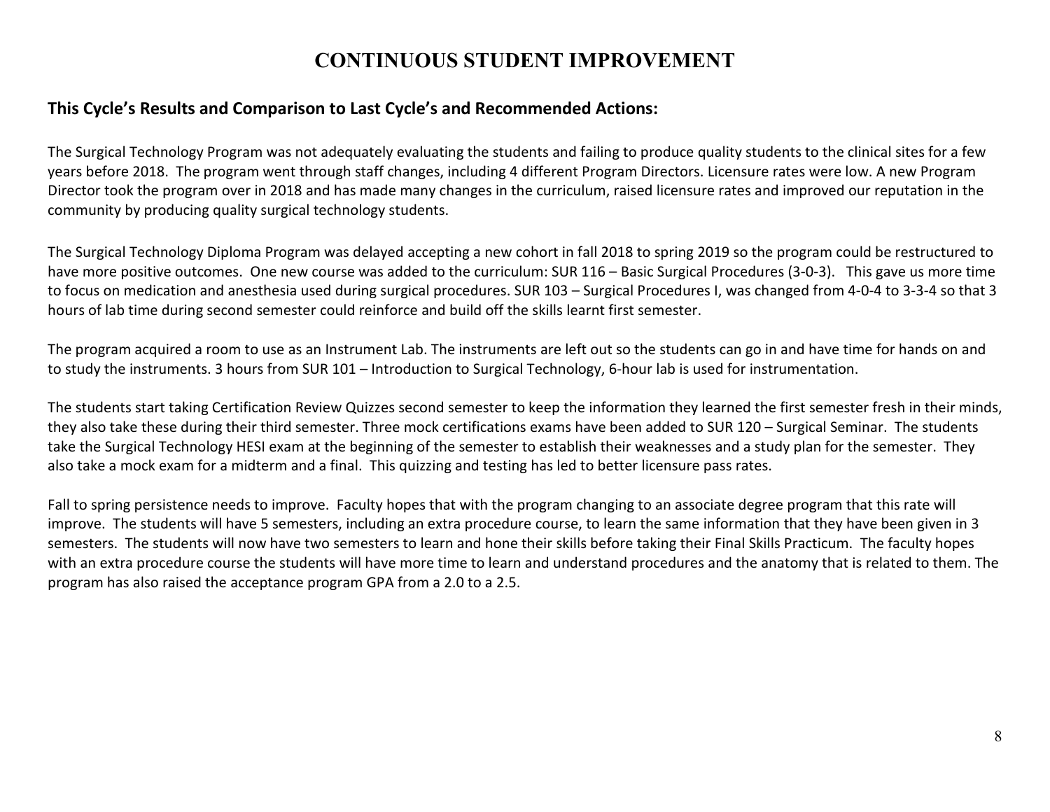# CONTINUOUS STUDENT IMPROVEMENT

## This Cycle's Results and Comparison to Last Cycle's and Recommended Actions:

The Surgical Technology Program was not adequately evaluating the students and failing to produce quality students to the clinical sites for a few years before 2018. The program went through staff changes, including 4 different Program Directors. Licensure rates were low. A new Program Director took the program over in 2018 and has made many changes in the curriculum, raised licensure rates and improved our reputation in the community by producing quality surgical technology students.

The Surgical Technology Diploma Program was delayed accepting a new cohort in fall 2018 to spring 2019 so the program could be restructured to have more positive outcomes. One new course was added to the curriculum: SUR 116 – Basic Surgical Procedures (3-0-3). This gave us more time to focus on medication and anesthesia used during surgical procedures. SUR 103 – Surgical Procedures I, was changed from 4-0-4 to 3-3-4 so that 3 hours of lab time during second semester could reinforce and build off the skills learnt first semester.

The program acquired a room to use as an Instrument Lab. The instruments are left out so the students can go in and have time for hands on and to study the instruments. 3 hours from SUR 101 – Introduction to Surgical Technology, 6-hour lab is used for instrumentation.

The students start taking Certification Review Quizzes second semester to keep the information they learned the first semester fresh in their minds, they also take these during their third semester. Three mock certifications exams have been added to SUR 120 – Surgical Seminar. The students take the Surgical Technology HESI exam at the beginning of the semester to establish their weaknesses and a study plan for the semester. They also take a mock exam for a midterm and a final. This quizzing and testing has led to better licensure pass rates.

Fall to spring persistence needs to improve. Faculty hopes that with the program changing to an associate degree program that this rate will improve. The students will have 5 semesters, including an extra procedure course, to learn the same information that they have been given in 3 semesters. The students will now have two semesters to learn and hone their skills before taking their Final Skills Practicum. The faculty hopes with an extra procedure course the students will have more time to learn and understand procedures and the anatomy that is related to them. The program has also raised the acceptance program GPA from a 2.0 to a 2.5.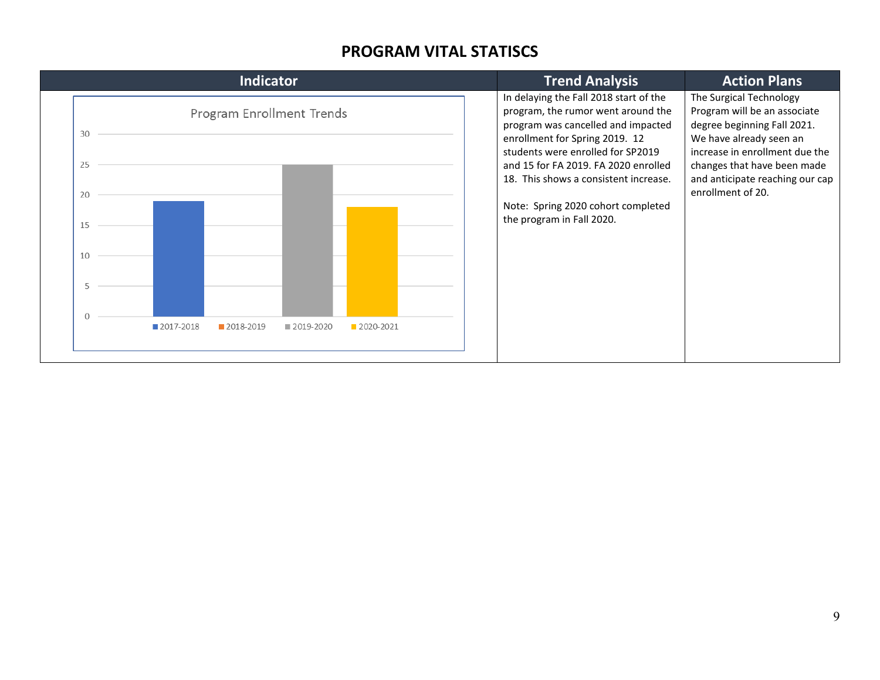## PROGRAM VITAL STATISCS

| Indicator | Trend Analysis | Action Plans |
|---|---|---|
| Program Enrollment Trends (chart: 2017-2018: 19; 2018-2019: 0; 2019-2020: 25; 2020-2021: 18) | In delaying the Fall 2018 start of the program, the rumor went around the program was cancelled and impacted enrollment for Spring 2019. 12 students were enrolled for SP2019 and 15 for FA 2019. FA 2020 enrolled 18. This shows a consistent increase.<br><br>Note: Spring 2020 cohort completed the program in Fall 2020. | The Surgical Technology Program will be an associate degree beginning Fall 2021. We have already seen an increase in enrollment due the changes that have been made and anticipate reaching our cap enrollment of 20. |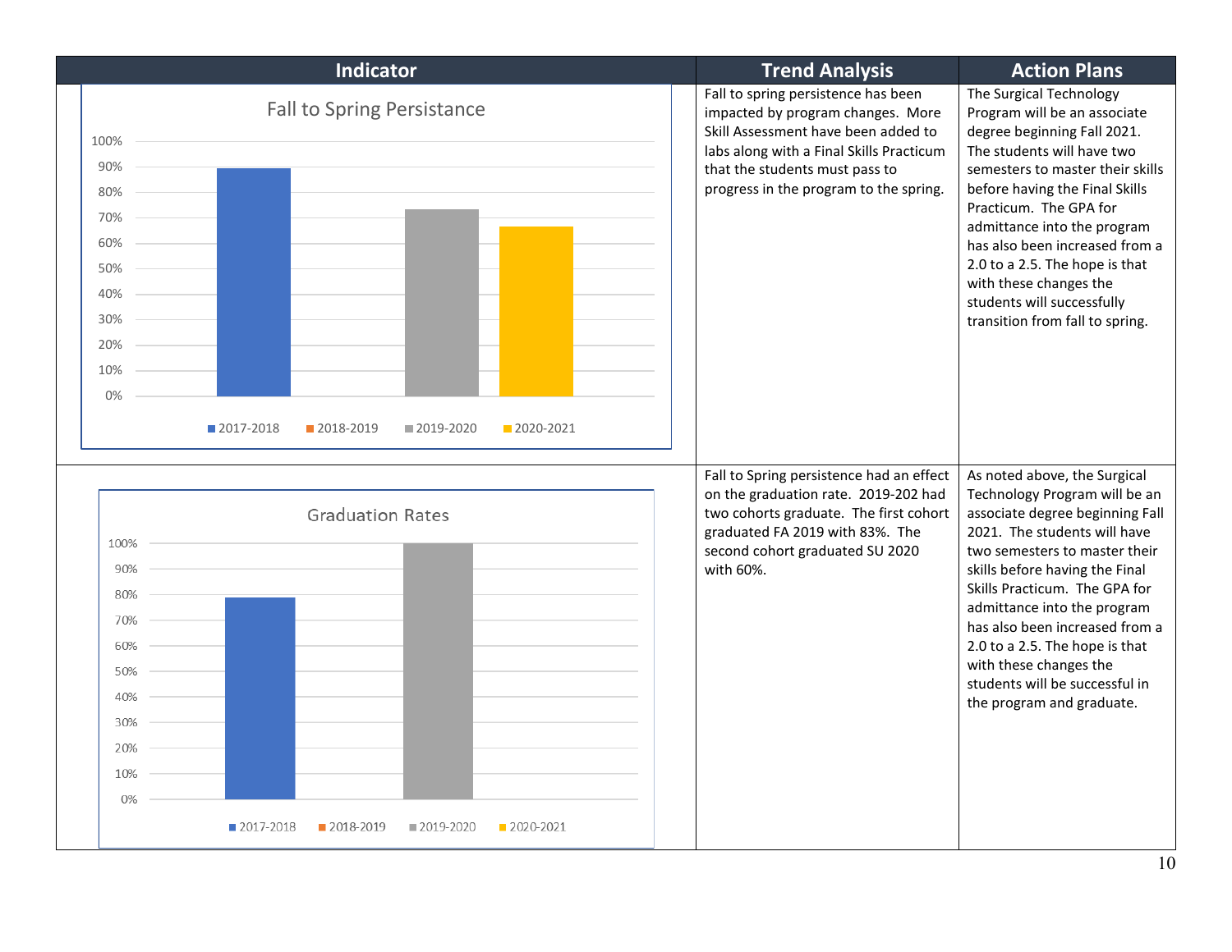| Indicator | Trend Analysis | Action Plans |
|---|---|---|
| **Fall to Spring Persistance**<br>100%, 90%, 80%, 70%, 60%, 50%, 40%, 30%, 20%, 10%, 0%<br>2017-2018, 2018-2019, 2019-2020, 2020-2021 | Fall to spring persistence has been impacted by program changes. More Skill Assessment have been added to labs along with a Final Skills Practicum that the students must pass to progress in the program to the spring. | The Surgical Technology Program will be an associate degree beginning Fall 2021. The students will have two semesters to master their skills before having the Final Skills Practicum. The GPA for admittance into the program has also been increased from a 2.0 to a 2.5. The hope is that with these changes the students will successfully transition from fall to spring. |
| **Graduation Rates**<br>100%, 90%, 80%, 70%, 60%, 50%, 40%, 30%, 20%, 10%, 0%<br>2017-2018, 2018-2019, 2019-2020, 2020-2021 | Fall to Spring persistence had an effect on the graduation rate. 2019-202 had two cohorts graduate. The first cohort graduated FA 2019 with 83%. The second cohort graduated SU 2020 with 60%. | As noted above, the Surgical Technology Program will be an associate degree beginning Fall 2021. The students will have two semesters to master their skills before having the Final Skills Practicum. The GPA for admittance into the program has also been increased from a 2.0 to a 2.5. The hope is that with these changes the students will be successful in the program and graduate. |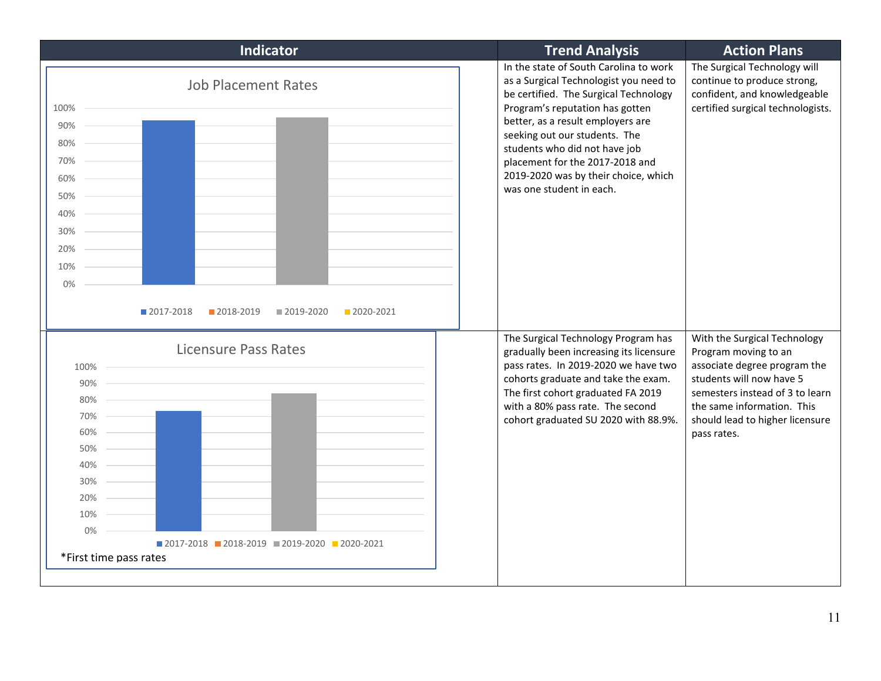| Indicator | Trend Analysis | Action Plans |
|---|---|---|
| Job Placement Rates<br>100%<br>90%<br>80%<br>70%<br>60%<br>50%<br>40%<br>30%<br>20%<br>10%<br>0%<br>2017-2018 2018-2019 2019-2020 2020-2021 | In the state of South Carolina to work as a Surgical Technologist you need to be certified. The Surgical Technology Program's reputation has gotten better, as a result employers are seeking out our students. The students who did not have job placement for the 2017-2018 and 2019-2020 was by their choice, which was one student in each. | The Surgical Technology will continue to produce strong, confident, and knowledgeable certified surgical technologists. |
| Licensure Pass Rates<br>100%<br>90%<br>80%<br>70%<br>60%<br>50%<br>40%<br>30%<br>20%<br>10%<br>0%<br>2017-2018 2018-2019 2019-2020 2020-2021<br>*First time pass rates | The Surgical Technology Program has gradually been increasing its licensure pass rates. In 2019-2020 we have two cohorts graduate and take the exam. The first cohort graduated FA 2019 with a 80% pass rate. The second cohort graduated SU 2020 with 88.9%. | With the Surgical Technology Program moving to an associate degree program the students will now have 5 semesters instead of 3 to learn the same information. This should lead to higher licensure pass rates. |